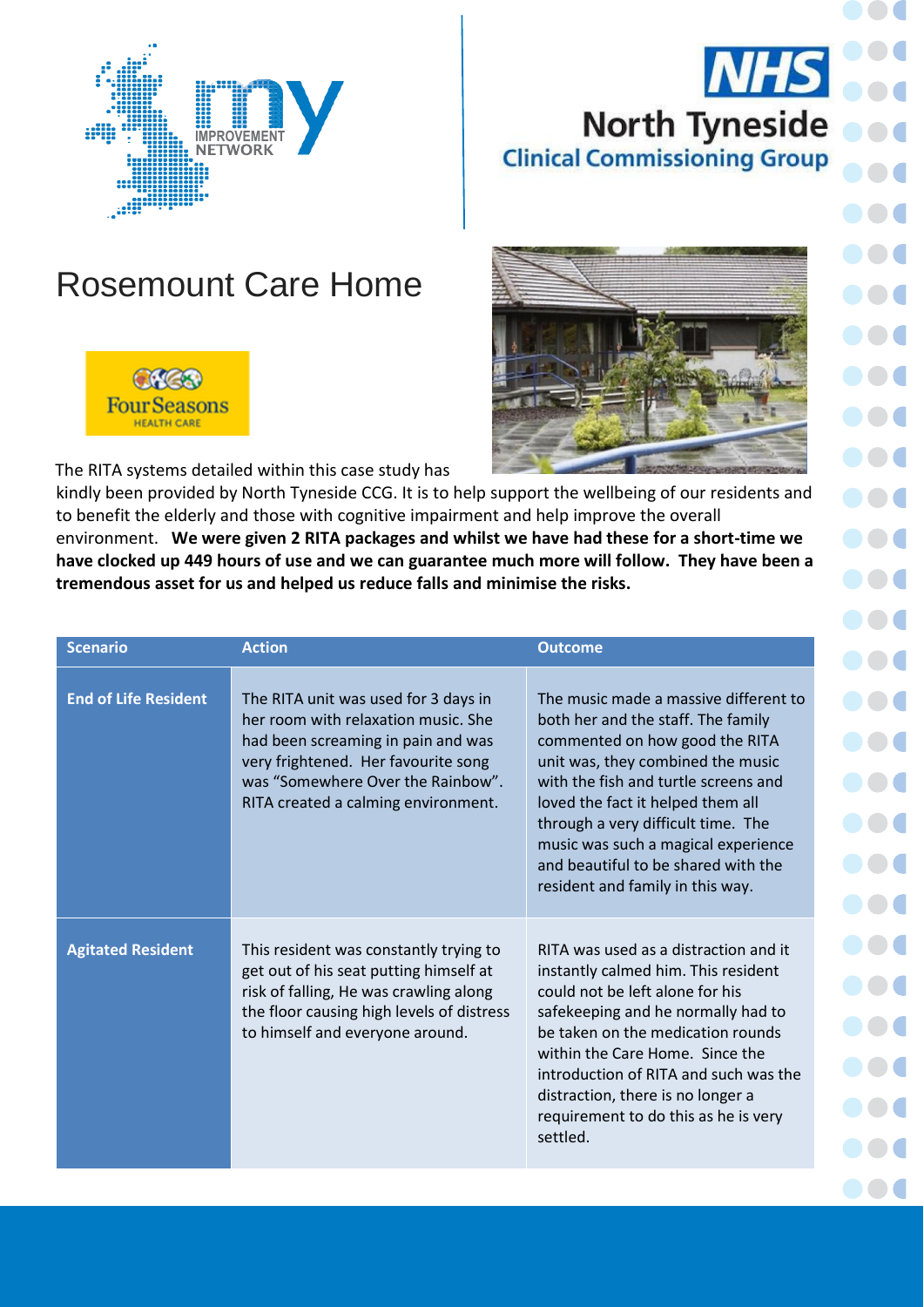# Rosemount Care Home

The RITA systems detailed within this case study has kindly been provided by North Tyneside CCG. It is to help support the wellbeing of our residents and to benefit the elderly and those with cognitive impairment and help improve the overall environment. **We were given 2 RITA packages and whilst we have had these for a short-time we have clocked up 449 hours of use and we can guarantee much more will follow. They have been a tremendous asset for us and helped us reduce falls and minimise the risks.**

| Scenario | Action | Outcome |
| --- | --- | --- |
| **End of Life Resident** | The RITA unit was used for 3 days in her room with relaxation music. She had been screaming in pain and was very frightened. Her favourite song was "Somewhere Over the Rainbow". RITA created a calming environment. | The music made a massive different to both her and the staff. The family commented on how good the RITA unit was, they combined the music with the fish and turtle screens and loved the fact it helped them all through a very difficult time. The music was such a magical experience and beautiful to be shared with the resident and family in this way. |
| **Agitated Resident** | This resident was constantly trying to get out of his seat putting himself at risk of falling, He was crawling along the floor causing high levels of distress to himself and everyone around. | RITA was used as a distraction and it instantly calmed him. This resident could not be left alone for his safekeeping and he normally had to be taken on the medication rounds within the Care Home. Since the introduction of RITA and such was the distraction, there is no longer a requirement to do this as he is very settled. |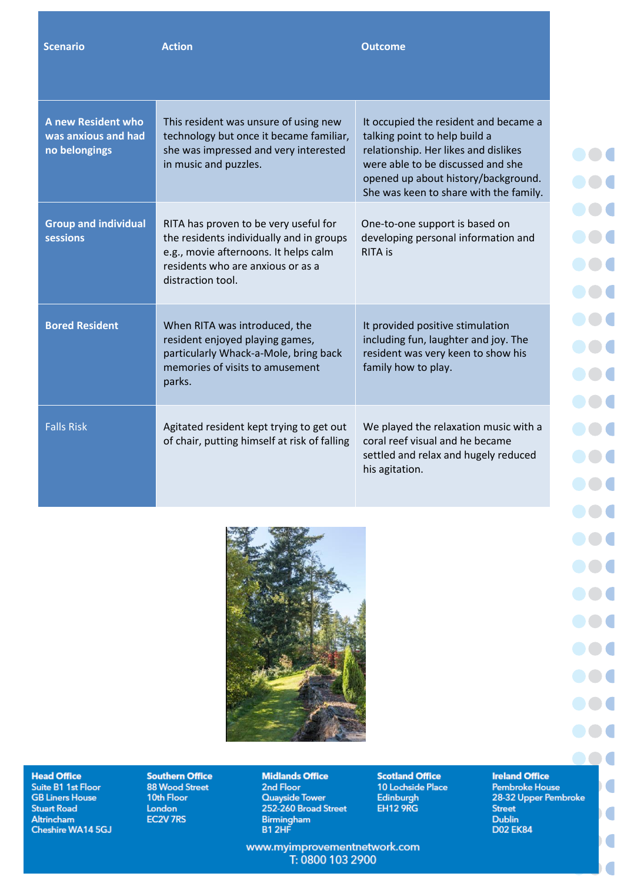| Scenario | Action | Outcome |
| --- | --- | --- |
| **A new Resident who was anxious and had no belongings** | This resident was unsure of using new technology but once it became familiar, she was impressed and very interested in music and puzzles. | It occupied the resident and became a talking point to help build a relationship. Her likes and dislikes were able to be discussed and she opened up about history/background. She was keen to share with the family. |
| **Group and individual sessions** | RITA has proven to be very useful for the residents individually and in groups e.g., movie afternoons. It helps calm residents who are anxious or as a distraction tool. | One-to-one support is based on developing personal information and RITA is |
| **Bored Resident** | When RITA was introduced, the resident enjoyed playing games, particularly Whack-a-Mole, bring back memories of visits to amusement parks. | It provided positive stimulation including fun, laughter and joy. The resident was very keen to show his family how to play. |
| Falls Risk | Agitated resident kept trying to get out of chair, putting himself at risk of falling | We played the relaxation music with a coral reef visual and he became settled and relax and hugely reduced his agitation. |

**Head Office**
Suite B1 1st Floor
GB Liners House
Stuart Road
Altrincham
Cheshire WA14 5GJ

**Southern Office**
88 Wood Street
10th Floor
London
EC2V 7RS

**Midlands Office**
2nd Floor
Quayside Tower
252-260 Broad Street
Birmingham
B1 2HF

**Scotland Office**
10 Lochside Place
Edinburgh
EH12 9RG

**Ireland Office**
Pembroke House
28-32 Upper Pembroke Street
Dublin
D02 EK84

www.myimprovementnetwork.com
T: 0800 103 2900